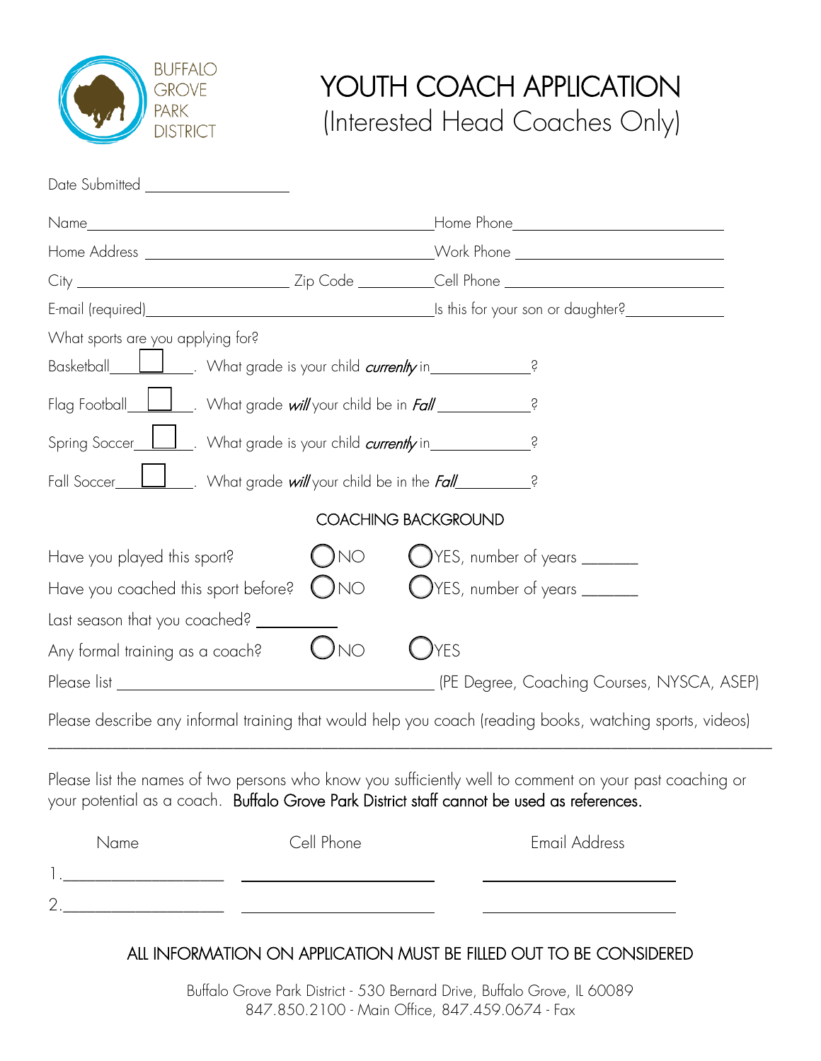BUFFALO GROVE PARK DISTRICT

# YOUTH COACH APPLICATION

## (Interested Head Coaches Only)

Date Submitted ___________________

Name_____________________________________________ Home Phone___________________________

Home Address ______________________________________ Work Phone ___________________________

City ___________________________ Zip Code __________ Cell Phone ____________________________

E-mail (required)__________________________________ Is this for your son or daughter?_____________

What sports are you applying for?

Basketball☐. What grade is your child *currently* in_____________?

Flag Football☐. What grade *will* your child be in *Fall* ____________?

Spring Soccer☐. What grade is your child *currently* in_____________?

Fall Soccer☐. What grade *will* your child be in the *Fall*__________?

### COACHING BACKGROUND

Have you played this sport? ◯NO ◯YES, number of years _______

Have you coached this sport before? ◯NO ◯YES, number of years _______

Last season that you coached? __________

Any formal training as a coach? ◯NO ◯YES

Please list ________________________________________ (PE Degree, Coaching Courses, NYSCA, ASEP)

Please describe any informal training that would help you coach (reading books, watching sports, videos)

_____________________________________________________________________________________________

Please list the names of two persons who know you sufficiently well to comment on your past coaching or your potential as a coach. **Buffalo Grove Park District staff cannot be used as references.**

| | Name | Cell Phone | Email Address |
|---|---|---|---|
| 1. | ____________________ | ________________________ | ________________________ |
| 2. | ____________________ | ________________________ | ________________________ |

**ALL INFORMATION ON APPLICATION MUST BE FILLED OUT TO BE CONSIDERED**

Buffalo Grove Park District - 530 Bernard Drive, Buffalo Grove, IL 60089
847.850.2100 - Main Office, 847.459.0674 - Fax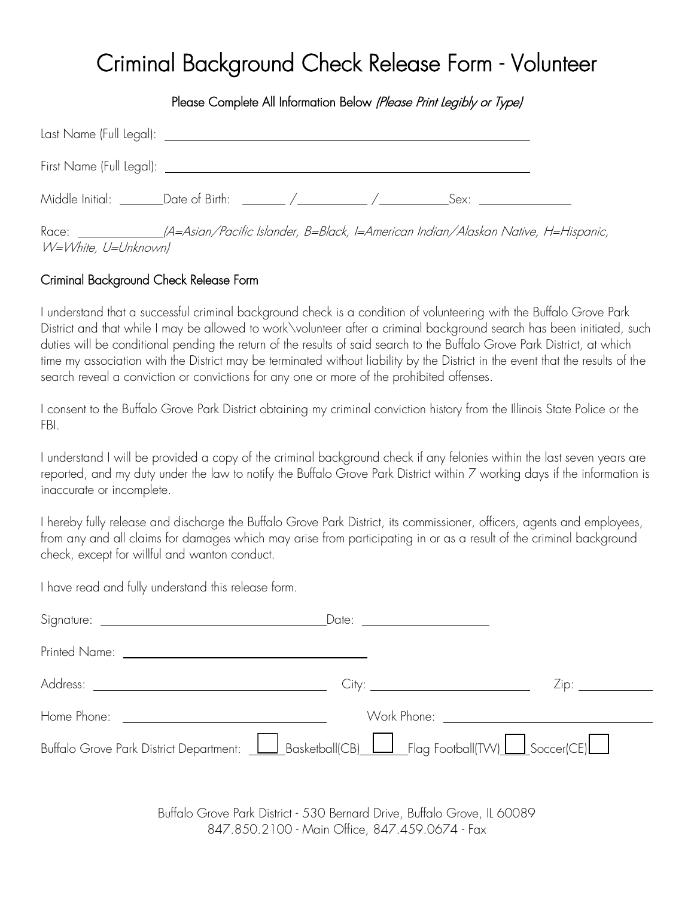# Criminal Background Check Release Form - Volunteer

Please Complete All Information Below *(Please Print Legibly or Type)*

Last Name (Full Legal): ____________________________________________

First Name (Full Legal): ____________________________________________

Middle Initial: _______ Date of Birth: _______ / __________ / __________ Sex: ______________

Race: _____________ *(A=Asian/Pacific Islander, B=Black, I=American Indian/Alaskan Native, H=Hispanic, W=White, U=Unknown)*

## Criminal Background Check Release Form

I understand that a successful criminal background check is a condition of volunteering with the Buffalo Grove Park District and that while I may be allowed to work\volunteer after a criminal background search has been initiated, such duties will be conditional pending the return of the results of said search to the Buffalo Grove Park District, at which time my association with the District may be terminated without liability by the District in the event that the results of the search reveal a conviction or convictions for any one or more of the prohibited offenses.

I consent to the Buffalo Grove Park District obtaining my criminal conviction history from the Illinois State Police or the FBI.

I understand I will be provided a copy of the criminal background check if any felonies within the last seven years are reported, and my duty under the law to notify the Buffalo Grove Park District within 7 working days if the information is inaccurate or incomplete.

I hereby fully release and discharge the Buffalo Grove Park District, its commissioner, officers, agents and employees, from any and all claims for damages which may arise from participating in or as a result of the criminal background check, except for willful and wanton conduct.

I have read and fully understand this release form.

Signature: ________________________________ Date: ____________________

Printed Name: ____________________________________

Address: ________________________________ City: ________________________ Zip: ____________

Home Phone: ____________________________ Work Phone: ______________________________

Buffalo Grove Park District Department: ☐ Basketball(CB) ☐ Flag Football(TW) ☐ Soccer(CE) ☐

Buffalo Grove Park District - 530 Bernard Drive, Buffalo Grove, IL 60089
847.850.2100 - Main Office, 847.459.0674 - Fax